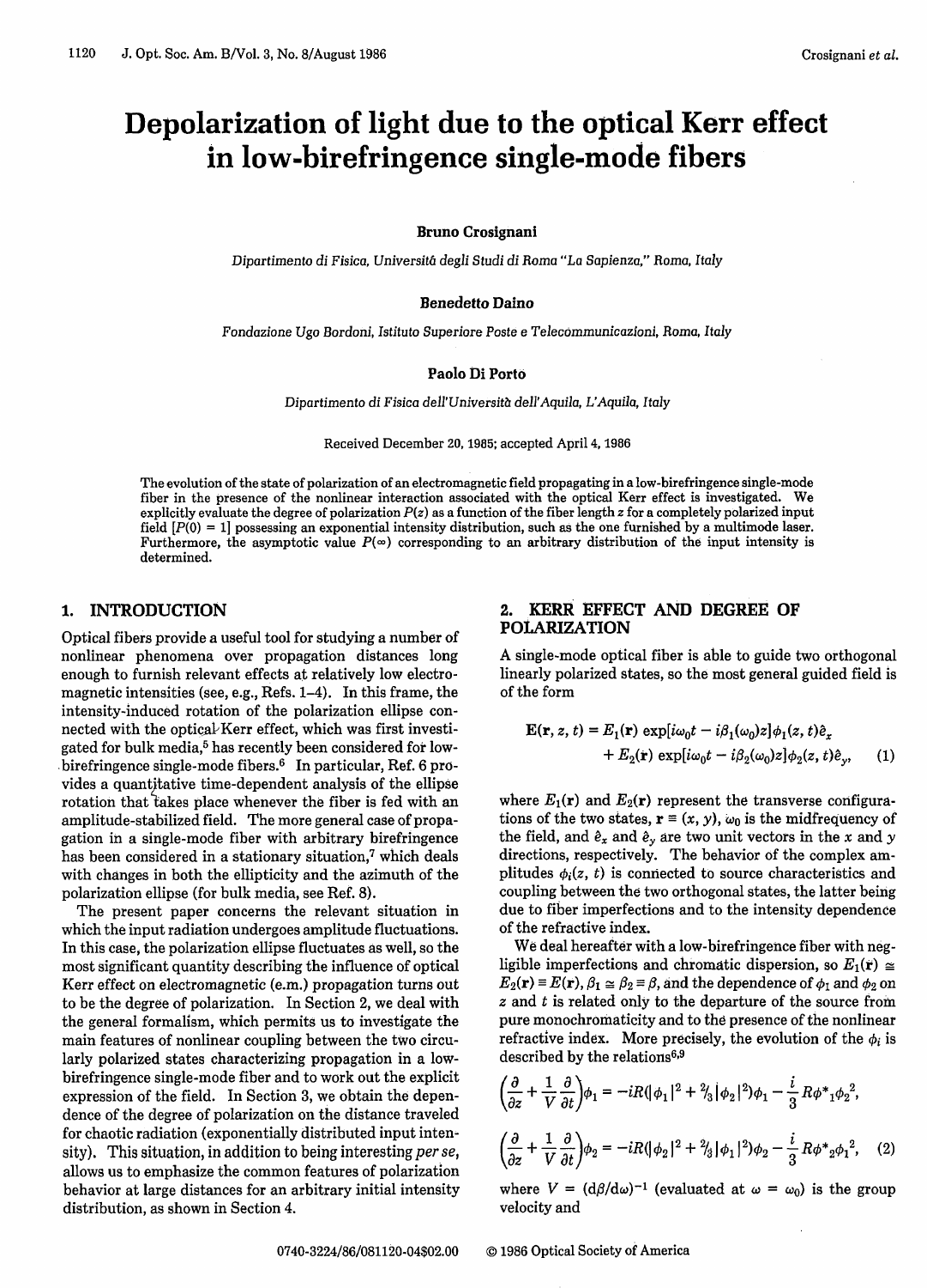# Depolarization of light due to the optical Kerr effect in low-birefringence single-mode fibers

**Bruno Crosignani**

*Dipartimento di Fisica, Università degli Studi di Roma "La Sapienza," Roma, Italy*

**Benedetto Daino**

*Fondazione Ugo Bordoni, Istituto Superiore Poste e Telecommunicazioni, Roma, Italy*

**Paolo Di Porto**

*Dipartimento di Fisica dell'Università dell'Aquila, L'Aquila, Italy*

Received December 20, 1985; accepted April 4, 1986

The evolution of the state of polarization of an electromagnetic field propagating in a low-birefringence single-mode fiber in the presence of the nonlinear interaction associated with the optical Kerr effect is investigated. We explicitly evaluate the degree of polarization $P(z)$ as a function of the fiber length $z$ for a completely polarized input field [$P(0) = 1$] possessing an exponential intensity distribution, such as the one furnished by a multimode laser. Furthermore, the asymptotic value $P(\infty)$ corresponding to an arbitrary distribution of the input intensity is determined.

## 1. INTRODUCTION

Optical fibers provide a useful tool for studying a number of nonlinear phenomena over propagation distances long enough to furnish relevant effects at relatively low electromagnetic intensities (see, e.g., Refs. 1–4). In this frame, the intensity-induced rotation of the polarization ellipse connected with the optical Kerr effect, which was first investigated for bulk media,[5] has recently been considered for low-birefringence single-mode fibers.[6] In particular, Ref. 6 provides a quantitative time-dependent analysis of the ellipse rotation that takes place whenever the fiber is fed with an amplitude-stabilized field. The more general case of propagation in a single-mode fiber with arbitrary birefringence has been considered in a stationary situation,[7] which deals with changes in both the ellipticity and the azimuth of the polarization ellipse (for bulk media, see Ref. 8).

The present paper concerns the relevant situation in which the input radiation undergoes amplitude fluctuations. In this case, the polarization ellipse fluctuates as well, so the most significant quantity describing the influence of optical Kerr effect on electromagnetic (e.m.) propagation turns out to be the degree of polarization. In Section 2, we deal with the general formalism, which permits us to investigate the main features of nonlinear coupling between the two circularly polarized states characterizing propagation in a low-birefringence single-mode fiber and to work out the explicit expression of the field. In Section 3, we obtain the dependence of the degree of polarization on the distance traveled for chaotic radiation (exponentially distributed input intensity). This situation, in addition to being interesting *per se*, allows us to emphasize the common features of polarization behavior at large distances for an arbitrary initial intensity distribution, as shown in Section 4.

## 2. KERR EFFECT AND DEGREE OF POLARIZATION

A single-mode optical fiber is able to guide two orthogonal linearly polarized states, so the most general guided field is of the form

$$\mathbf{E}(\mathbf{r}, z, t) = E_1(\mathbf{r}) \exp[i\omega_0 t - i\beta_1(\omega_0)z]\phi_1(z, t)\hat{e}_x + E_2(\mathbf{r}) \exp[i\omega_0 t - i\beta_2(\omega_0)z]\phi_2(z, t)\hat{e}_y, \quad (1)$$

where $E_1(\mathbf{r})$ and $E_2(\mathbf{r})$ represent the transverse configurations of the two states, $\mathbf{r} \equiv (x, y)$, $\omega_0$ is the midfrequency of the field, and $\hat{e}_x$ and $\hat{e}_y$ are two unit vectors in the $x$ and $y$ directions, respectively. The behavior of the complex amplitudes $\phi_i(z, t)$ is connected to source characteristics and coupling between the two orthogonal states, the latter being due to fiber imperfections and to the intensity dependence of the refractive index.

We deal hereafter with a low-birefringence fiber with negligible imperfections and chromatic dispersion, so $E_1(\mathbf{r}) \cong E_2(\mathbf{r}) \equiv E(\mathbf{r})$, $\beta_1 \cong \beta_2 \equiv \beta$, and the dependence of $\phi_1$ and $\phi_2$ on $z$ and $t$ is related only to the departure of the source from pure monochromaticity and to the presence of the nonlinear refractive index. More precisely, the evolution of the $\phi_i$ is described by the relations[6,9]

$$\left(\frac{\partial}{\partial z} + \frac{1}{V}\frac{\partial}{\partial t}\right)\phi_1 = -iR(|\phi_1|^2 + \tfrac{2}{3}|\phi_2|^2)\phi_1 - \frac{i}{3}R\phi^*_1\phi_2^2,$$

$$\left(\frac{\partial}{\partial z} + \frac{1}{V}\frac{\partial}{\partial t}\right)\phi_2 = -iR(|\phi_2|^2 + \tfrac{2}{3}|\phi_1|^2)\phi_2 - \frac{i}{3}R\phi^*_2\phi_1^2, \quad (2)$$

where $V = (d\beta/d\omega)^{-1}$ (evaluated at $\omega = \omega_0$) is the group velocity and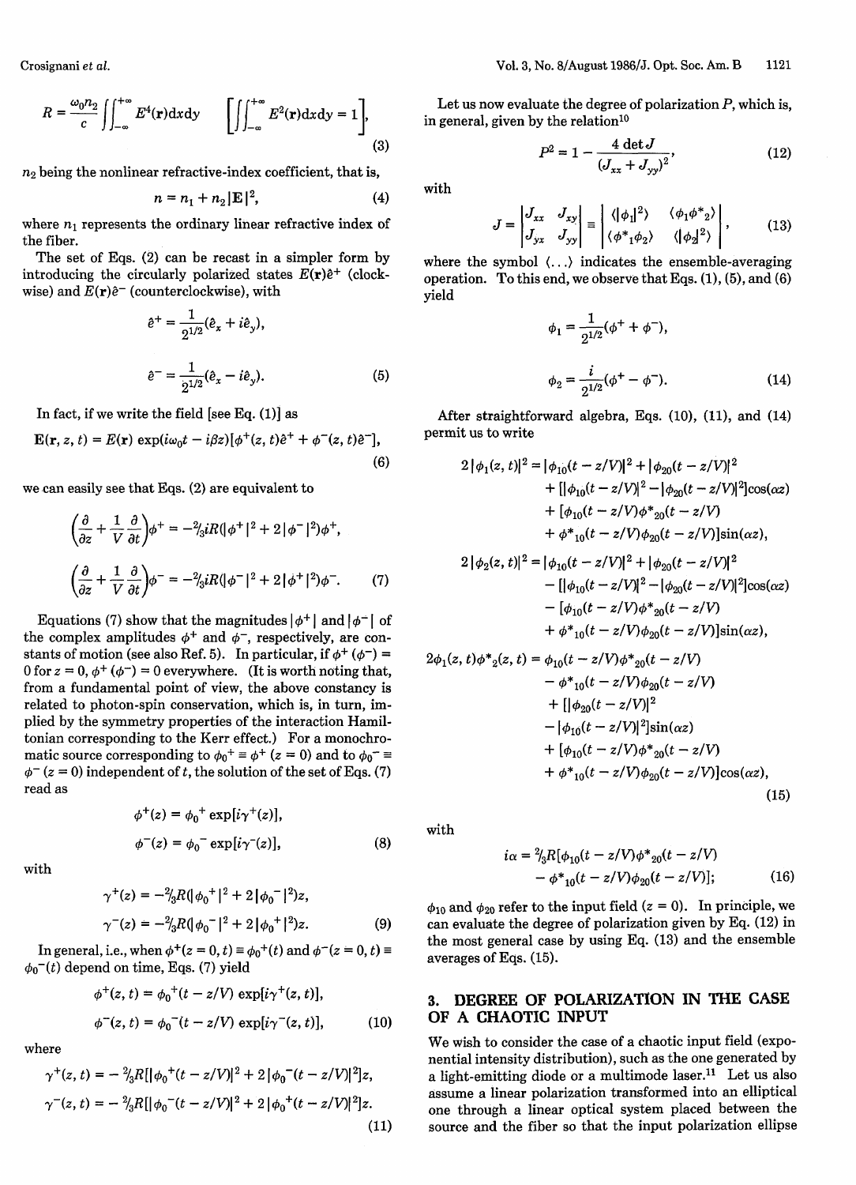$$R = \frac{\omega_0 n_2}{c} \iint_{-\infty}^{+\infty} E^4(\mathbf{r}) \mathrm{d}x\mathrm{d}y \qquad \left[\iint_{-\infty}^{+\infty} E^2(\mathbf{r})\mathrm{d}x\mathrm{d}y = 1\right], \tag{3}$$

$n_2$ being the nonlinear refractive-index coefficient, that is,

$$n = n_1 + n_2|\mathbf{E}|^2, \tag{4}$$

where $n_1$ represents the ordinary linear refractive index of the fiber.

The set of Eqs. (2) can be recast in a simpler form by introducing the circularly polarized states $E(\mathbf{r})\hat{e}^+$ (clockwise) and $E(\mathbf{r})\hat{e}^-$ (counterclockwise), with

$$\hat{e}^+ = \frac{1}{2^{1/2}}(\hat{e}_x + i\hat{e}_y),$$

$$\hat{e}^- = \frac{1}{2^{1/2}}(\hat{e}_x - i\hat{e}_y). \tag{5}$$

In fact, if we write the field [see Eq. (1)] as

$$\mathbf{E}(\mathbf{r}, z, t) = E(\mathbf{r}) \exp(i\omega_0 t - i\beta z)[\phi^+(z, t)\hat{e}^+ + \phi^-(z, t)\hat{e}^-], \tag{6}$$

we can easily see that Eqs. (2) are equivalent to

$$\left(\frac{\partial}{\partial z} + \frac{1}{V}\frac{\partial}{\partial t}\right)\phi^+ = -\tfrac{2}{3}iR(|\phi^+|^2 + 2|\phi^-|^2)\phi^+,$$

$$\left(\frac{\partial}{\partial z} + \frac{1}{V}\frac{\partial}{\partial t}\right)\phi^- = -\tfrac{2}{3}iR(|\phi^-|^2 + 2|\phi^+|^2)\phi^-. \tag{7}$$

Equations (7) show that the magnitudes $|\phi^+|$ and $|\phi^-|$ of the complex amplitudes $\phi^+$ and $\phi^-$, respectively, are constants of motion (see also Ref. 5). In particular, if $\phi^+$ ($\phi^-$) = 0 for $z = 0$, $\phi^+$ ($\phi^-$) = 0 everywhere. (It is worth noting that, from a fundamental point of view, the above constancy is related to photon-spin conservation, which is, in turn, implied by the symmetry properties of the interaction Hamiltonian corresponding to the Kerr effect.) For a monochromatic source corresponding to $\phi_0^+ \equiv \phi^+$ ($z = 0$) and to $\phi_0^- \equiv \phi^-$ ($z = 0$) independent of $t$, the solution of the set of Eqs. (7) read as

$$\phi^+(z) = \phi_0^+ \exp[i\gamma^+(z)],$$

$$\phi^-(z) = \phi_0^- \exp[i\gamma^-(z)], \tag{8}$$

with

$$\gamma^+(z) = -\tfrac{2}{3}R(|\phi_0^+|^2 + 2|\phi_0^-|^2)z,$$

$$\gamma^-(z) = -\tfrac{2}{3}R(|\phi_0^-|^2 + 2|\phi_0^+|^2)z. \tag{9}$$

In general, i.e., when $\phi^+(z = 0, t) \equiv \phi_0^+(t)$ and $\phi^-(z = 0, t) \equiv \phi_0^-(t)$ depend on time, Eqs. (7) yield

$$\phi^+(z, t) = \phi_0^+(t - z/V) \exp[i\gamma^+(z, t)],$$

$$\phi^-(z, t) = \phi_0^-(t - z/V) \exp[i\gamma^-(z, t)], \tag{10}$$

where

$$\gamma^+(z, t) = -\tfrac{2}{3}R[|\phi_0^+(t - z/V)|^2 + 2|\phi_0^-(t - z/V)|^2]z,$$

$$\gamma^-(z, t) = -\tfrac{2}{3}R[|\phi_0^-(t - z/V)|^2 + 2|\phi_0^+(t - z/V)|^2]z. \tag{11}$$

Let us now evaluate the degree of polarization $P$, which is, in general, given by the relation[10]

$$P^2 = 1 - \frac{4 \det J}{(J_{xx} + J_{yy})^2}, \tag{12}$$

with

$$J = \begin{vmatrix} J_{xx} & J_{xy} \\ J_{yx} & J_{yy} \end{vmatrix} \equiv \begin{vmatrix} \langle|\phi_1|^2\rangle & \langle\phi_1\phi^*{}_2\rangle \\ \langle\phi^*{}_1\phi_2\rangle & \langle|\phi_2|^2\rangle \end{vmatrix}, \tag{13}$$

where the symbol $\langle\ldots\rangle$ indicates the ensemble-averaging operation. To this end, we observe that Eqs. (1), (5), and (6) yield

$$\phi_1 = \frac{1}{2^{1/2}}(\phi^+ + \phi^-),$$

$$\phi_2 = \frac{i}{2^{1/2}}(\phi^+ - \phi^-). \tag{14}$$

After straightforward algebra, Eqs. (10), (11), and (14) permit us to write

$$\begin{aligned}
2|\phi_1(z, t)|^2 = {} & |\phi_{10}(t - z/V)|^2 + |\phi_{20}(t - z/V)|^2 \\
& + [|\phi_{10}(t - z/V)|^2 - |\phi_{20}(t - z/V)|^2]\cos(\alpha z) \\
& + [\phi_{10}(t - z/V)\phi^*{}_{20}(t - z/V) \\
& + \phi^*{}_{10}(t - z/V)\phi_{20}(t - z/V)]\sin(\alpha z), \\
2|\phi_2(z, t)|^2 = {} & |\phi_{10}(t - z/V)|^2 + |\phi_{20}(t - z/V)|^2 \\
& - [|\phi_{10}(t - z/V)|^2 - |\phi_{20}(t - z/V)|^2]\cos(\alpha z) \\
& - [\phi_{10}(t - z/V)\phi^*{}_{20}(t - z/V) \\
& + \phi^*{}_{10}(t - z/V)\phi_{20}(t - z/V)]\sin(\alpha z), \\
2\phi_1(z, t)\phi^*{}_2(z, t) = {} & \phi_{10}(t - z/V)\phi^*{}_{20}(t - z/V) \\
& - \phi^*{}_{10}(t - z/V)\phi_{20}(t - z/V) \\
& + [|\phi_{20}(t - z/V)|^2 \\
& - |\phi_{10}(t - z/V)|^2]\sin(\alpha z) \\
& + [\phi_{10}(t - z/V)\phi^*{}_{20}(t - z/V) \\
& + \phi^*{}_{10}(t - z/V)\phi_{20}(t - z/V)]\cos(\alpha z),
\end{aligned} \tag{15}$$

with

$$i\alpha = \tfrac{2}{3}R[\phi_{10}(t - z/V)\phi^*{}_{20}(t - z/V) - \phi^*{}_{10}(t - z/V)\phi_{20}(t - z/V)]; \tag{16}$$

$\phi_{10}$ and $\phi_{20}$ refer to the input field ($z = 0$). In principle, we can evaluate the degree of polarization given by Eq. (12) in the most general case by using Eq. (13) and the ensemble averages of Eqs. (15).

## 3. DEGREE OF POLARIZATION IN THE CASE OF A CHAOTIC INPUT

We wish to consider the case of a chaotic input field (exponential intensity distribution), such as the one generated by a light-emitting diode or a multimode laser.[11] Let us also assume a linear polarization transformed into an elliptical one through a linear optical system placed between the source and the fiber so that the input polarization ellipse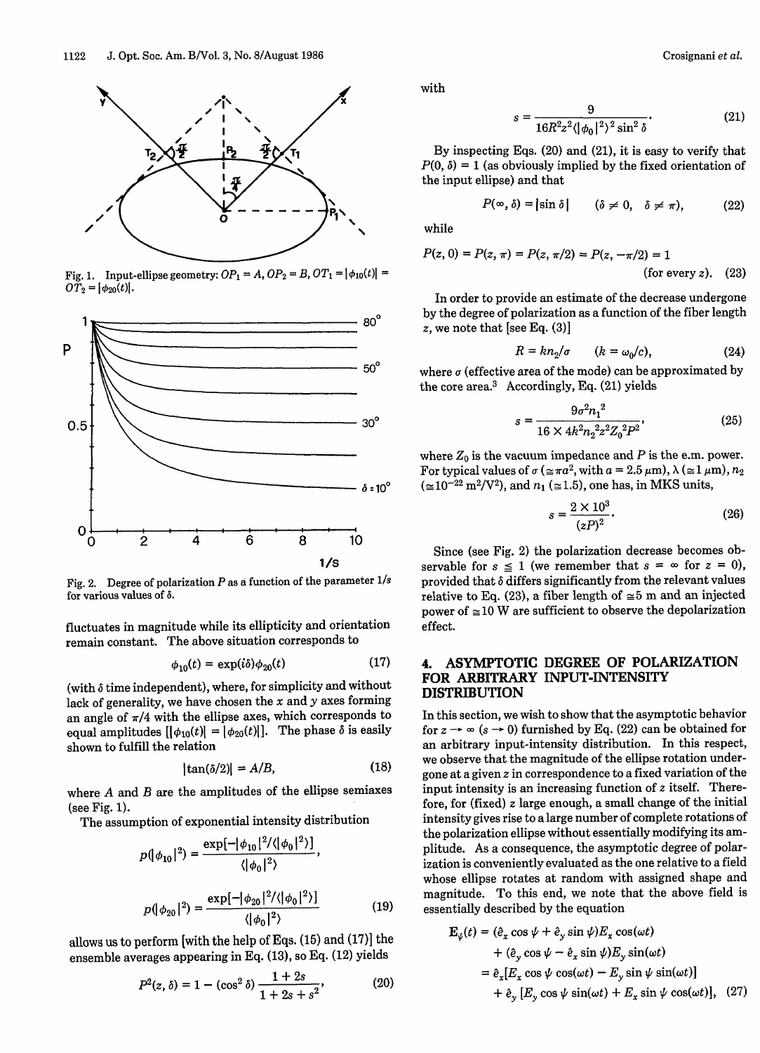Fig. 1. Input-ellipse geometry: $OP_1 = A$, $OP_2 = B$, $OT_1 = |\phi_{10}(t)| = OT_2 = |\phi_{20}(t)|$.

Fig. 2. Degree of polarization $P$ as a function of the parameter $1/s$ for various values of $\delta$.

fluctuates in magnitude while its ellipticity and orientation remain constant. The above situation corresponds to

$$\phi_{10}(t) = \exp(i\delta)\phi_{20}(t) \tag{17}$$

(with $\delta$ time independent), where, for simplicity and without lack of generality, we have chosen the $x$ and $y$ axes forming an angle of $\pi/4$ with the ellipse axes, which corresponds to equal amplitudes $[|\phi_{10}(t)| = |\phi_{20}(t)|]$. The phase $\delta$ is easily shown to fulfill the relation

$$|\tan(\delta/2)| = A/B, \tag{18}$$

where $A$ and $B$ are the amplitudes of the ellipse semiaxes (see Fig. 1).

The assumption of exponential intensity distribution

$$p(|\phi_{10}|^2) = \frac{\exp[-|\phi_{10}|^2/\langle|\phi_0|^2\rangle]}{\langle|\phi_0|^2\rangle},$$

$$p(|\phi_{20}|^2) = \frac{\exp[-|\phi_{20}|^2/\langle|\phi_0|^2\rangle]}{\langle|\phi_0|^2\rangle} \tag{19}$$

allows us to perform [with the help of Eqs. (15) and (17)] the ensemble averages appearing in Eq. (13), so Eq. (12) yields

$$P^2(z, \delta) = 1 - (\cos^2\delta)\frac{1 + 2s}{1 + 2s + s^2}, \tag{20}$$

with

$$s = \frac{9}{16R^2z^2(\langle|\phi_0|^2\rangle)^2\sin^2\delta}. \tag{21}$$

By inspecting Eqs. (20) and (21), it is easy to verify that $P(0, \delta) = 1$ (as obviously implied by the fixed orientation of the input ellipse) and that

$$P(\infty, \delta) = |\sin\delta| \qquad (\delta \neq 0,\ \ \delta \neq \pi), \tag{22}$$

while

$$P(z, 0) = P(z, \pi) = P(z, \pi/2) = P(z, -\pi/2) = 1 \qquad \text{(for every } z\text{)}. \tag{23}$$

In order to provide an estimate of the decrease undergone by the degree of polarization as a function of the fiber length $z$, we note that [see Eq. (3)]

$$R = kn_2/\sigma \qquad (k = \omega_0/c), \tag{24}$$

where $\sigma$ (effective area of the mode) can be approximated by the core area.[3] Accordingly, Eq. (21) yields

$$s = \frac{9\sigma^2 n_1^2}{16 \times 4k^2 n_2^2 z^2 Z_0^2 P^2}, \tag{25}$$

where $Z_0$ is the vacuum impedance and $P$ is the e.m. power. For typical values of $\sigma$ ($\cong \pi a^2$, with $a = 2.5\ \mu\text{m}$), $\lambda$ ($\cong 1\ \mu\text{m}$), $n_2$ ($\cong 10^{-22}\ \text{m}^2/\text{V}^2$), and $n_1$ ($\cong 1.5$), one has, in MKS units,

$$s = \frac{2 \times 10^3}{(zP)^2}. \tag{26}$$

Since (see Fig. 2) the polarization decrease becomes observable for $s \leqq 1$ (we remember that $s = \infty$ for $z = 0$), provided that $\delta$ differs significantly from the relevant values relative to Eq. (23), a fiber length of $\cong 5$ m and an injected power of $\cong 10$ W are sufficient to observe the depolarization effect.

## 4. ASYMPTOTIC DEGREE OF POLARIZATION FOR ARBITRARY INPUT-INTENSITY DISTRIBUTION

In this section, we wish to show that the asymptotic behavior for $z \to \infty$ ($s \to 0$) furnished by Eq. (22) can be obtained for an arbitrary input-intensity distribution. In this respect, we observe that the magnitude of the ellipse rotation undergone at a given $z$ in correspondence to a fixed variation of the input intensity is an increasing function of $z$ itself. Therefore, for (fixed) $z$ large enough, a small change of the initial intensity gives rise to a large number of complete rotations of the polarization ellipse without essentially modifying its amplitude. As a consequence, the asymptotic degree of polarization is conveniently evaluated as the one relative to a field whose ellipse rotates at random with assigned shape and magnitude. To this end, we note that the above field is essentially described by the equation

$$\begin{aligned}
\mathbf{E}_\psi(t) &= (\hat{e}_x\cos\psi + \hat{e}_y\sin\psi)E_x\cos(\omega t) \\
&\quad + (\hat{e}_y\cos\psi - \hat{e}_x\sin\psi)E_y\sin(\omega t) \\
&= \hat{e}_x[E_x\cos\psi\cos(\omega t) - E_y\sin\psi\sin(\omega t)] \\
&\quad + \hat{e}_y[E_y\cos\psi\sin(\omega t) + E_x\sin\psi\cos(\omega t)],
\end{aligned} \tag{27}$$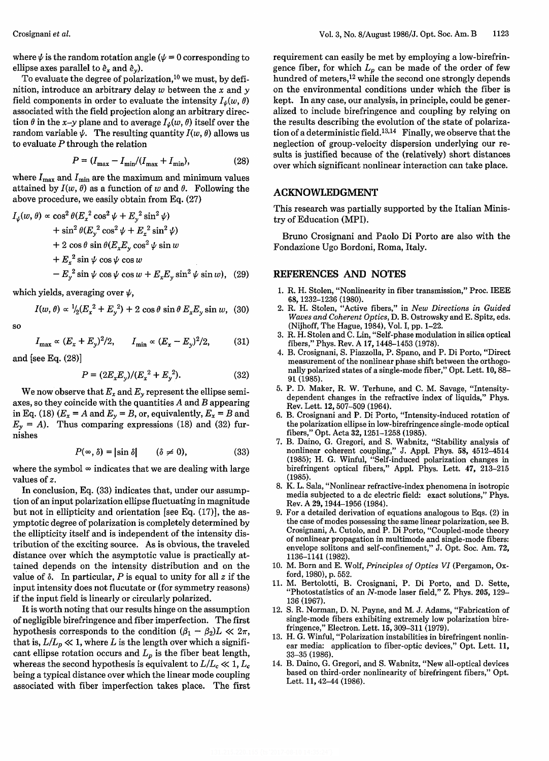where $\psi$ is the random rotation angle ($\psi = 0$ corresponding to ellipse axes parallel to $\hat{e}_x$ and $\hat{e}_y$).

To evaluate the degree of polarization,[10] we must, by definition, introduce an arbitrary delay $w$ between the $x$ and $y$ field components in order to evaluate the intensity $I_\psi(w, \theta)$ associated with the field projection along an arbitrary direction $\theta$ in the $x$–$y$ plane and to average $I_\psi(w, \theta)$ itself over the random variable $\psi$. The resulting quantity $I(w, \theta)$ allows us to evaluate $P$ through the relation

$$P = (I_{\max} - I_{\min})/(I_{\max} + I_{\min}), \tag{28}$$

where $I_{\max}$ and $I_{\min}$ are the maximum and minimum values attained by $I(w, \theta)$ as a function of $w$ and $\theta$. Following the above procedure, we easily obtain from Eq. (27)

$$\begin{aligned} I_\psi(w, \theta) \propto\, & \cos^2\theta(E_x^2 \cos^2\psi + E_y^2 \sin^2\psi) \\ & + \sin^2\theta(E_y^2 \cos^2\psi + E_x^2 \sin^2\psi) \\ & + 2\cos\theta \sin\theta(E_x E_y \cos^2\psi \sin w \\ & + E_x^2 \sin\psi \cos\psi \cos w \\ & - E_y^2 \sin\psi \cos\psi \cos w + E_x E_y \sin^2\psi \sin w), \end{aligned} \tag{29}$$

which yields, averaging over $\psi$,

$$I(w, \theta) \propto \tfrac{1}{2}(E_x^2 + E_y^2) + 2\cos\theta \sin\theta\, E_x E_y \sin w, \tag{30}$$

so

$$I_{\max} \propto (E_x + E_y)^2/2, \qquad I_{\min} \propto (E_x - E_y)^2/2, \tag{31}$$

and [see Eq. (28)]

$$P = (2E_x E_y)/(E_x^2 + E_y^2). \tag{32}$$

We now observe that $E_x$ and $E_y$ represent the ellipse semiaxes, so they coincide with the quantities $A$ and $B$ appearing in Eq. (18) ($E_x = A$ and $E_y = B$, or, equivalently, $E_x = B$ and $E_y = A$). Thus comparing expressions (18) and (32) furnishes

$$P(\infty, \delta) = |\sin \delta| \qquad (\delta \neq 0), \tag{33}$$

where the symbol $\infty$ indicates that we are dealing with large values of $z$.

In conclusion, Eq. (33) indicates that, under our assumption of an input polarization ellipse fluctuating in magnitude but not in ellipticity and orientation [see Eq. (17)], the asymptotic degree of polarization is completely determined by the ellipticity itself and is independent of the intensity distribution of the exciting source. As is obvious, the traveled distance over which the asymptotic value is practically attained depends on the intensity distribution and on the value of $\delta$. In particular, $P$ is equal to unity for all $z$ if the input intensity does not flucutate or (for symmetry reasons) if the input field is linearly or circularly polarized.

It is worth noting that our results hinge on the assumption of negligible birefringence and fiber imperfection. The first hypothesis corresponds to the condition $(\beta_1 - \beta_2)L \ll 2\pi$, that is, $L/L_p \ll 1$, where $L$ is the length over which a significant ellipse rotation occurs and $L_p$ is the fiber beat length, whereas the second hypothesis is equivalent to $L/L_c \ll 1$, $L_c$ being a typical distance over which the linear mode coupling associated with fiber imperfection takes place. The first requirement can easily be met by employing a low-birefringence fiber, for which $L_p$ can be made of the order of few hundred of meters,[12] while the second one strongly depends on the environmental conditions under which the fiber is kept. In any case, our analysis, in principle, could be generalized to include birefringence and coupling by relying on the results describing the evolution of the state of polarization of a deterministic field.[13,14] Finally, we observe that the neglection of group-velocity dispersion underlying our results is justified because of the (relatively) short distances over which significant nonlinear interaction can take place.

## ACKNOWLEDGMENT

This research was partially supported by the Italian Ministry of Education (MPI).

Bruno Crosignani and Paolo Di Porto are also with the Fondazione Ugo Bordoni, Roma, Italy.

## REFERENCES AND NOTES

1. R. H. Stolen, "Nonlinearity in fiber transmission," Proc. IEEE 68, 1232–1236 (1980).
2. R. H. Stolen, "Active fibers," in *New Directions in Guided Waves and Coherent Optics*, D. B. Ostrowsky and E. Spitz, eds. (Nijhoff, The Hague, 1984), Vol. I, pp. 1–22.
3. R. H. Stolen and C. Lin, "Self-phase modulation in silica optical fibers," Phys. Rev. A 17, 1448–1453 (1978).
4. B. Crosignani, S. Piazzolla, P. Spano, and P. Di Porto, "Direct measurement of the nonlinear phase shift between the orthogonally polarized states of a single-mode fiber," Opt. Lett. 10, 88–91 (1985).
5. P. D. Maker, R. W. Terhune, and C. M. Savage, "Intensity-dependent changes in the refractive index of liquids," Phys. Rev. Lett. 12, 507–509 (1964).
6. B. Crosignani and P. Di Porto, "Intensity-induced rotation of the polarization ellipse in low-birefringence single-mode optical fibers," Opt. Acta 32, 1251–1258 (1985).
7. B. Daino, G. Gregori, and S. Wabnitz, "Stability analysis of nonlinear coherent coupling," J. Appl. Phys. 58, 4512–4514 (1985); H. G. Winful, "Self-induced polarization changes in birefringent optical fibers," Appl. Phys. Lett. 47, 213–215 (1985).
8. K. L. Sala, "Nonlinear refractive-index phenomena in isotropic media subjected to a dc electric field: exact solutions," Phys. Rev. A 29, 1944–1956 (1984).
9. For a detailed derivation of equations analogous to Eqs. (2) in the case of modes possessing the same linear polarization, see B. Crosignani, A. Cutolo, and P. Di Porto, "Coupled-mode theory of nonlinear propagation in multimode and single-mode fibers: envelope solitons and self-confinement," J. Opt. Soc. Am. 72, 1136–1141 (1982).
10. M. Born and E. Wolf, *Principles of Optics VI* (Pergamon, Oxford, 1980), p. 552.
11. M. Bertolotti, B. Crosignani, P. Di Porto, and D. Sette, "Photostatistics of an N-mode laser field," Z. Phys. 205, 129–136 (1967).
12. S. R. Norman, D. N. Payne, and M. J. Adams, "Fabrication of single-mode fibers exhibiting extremely low polarization birefringence," Electron. Lett. 15, 309–311 (1979).
13. H. G. Winful, "Polarization instabilities in birefringent nonlinear media: application to fiber-optic devices," Opt. Lett. 11, 33–35 (1986).
14. B. Daino, G. Gregori, and S. Wabnitz, "New all-optical devices based on third-order nonlinearity of birefringent fibers," Opt. Lett. 11, 42–44 (1986).